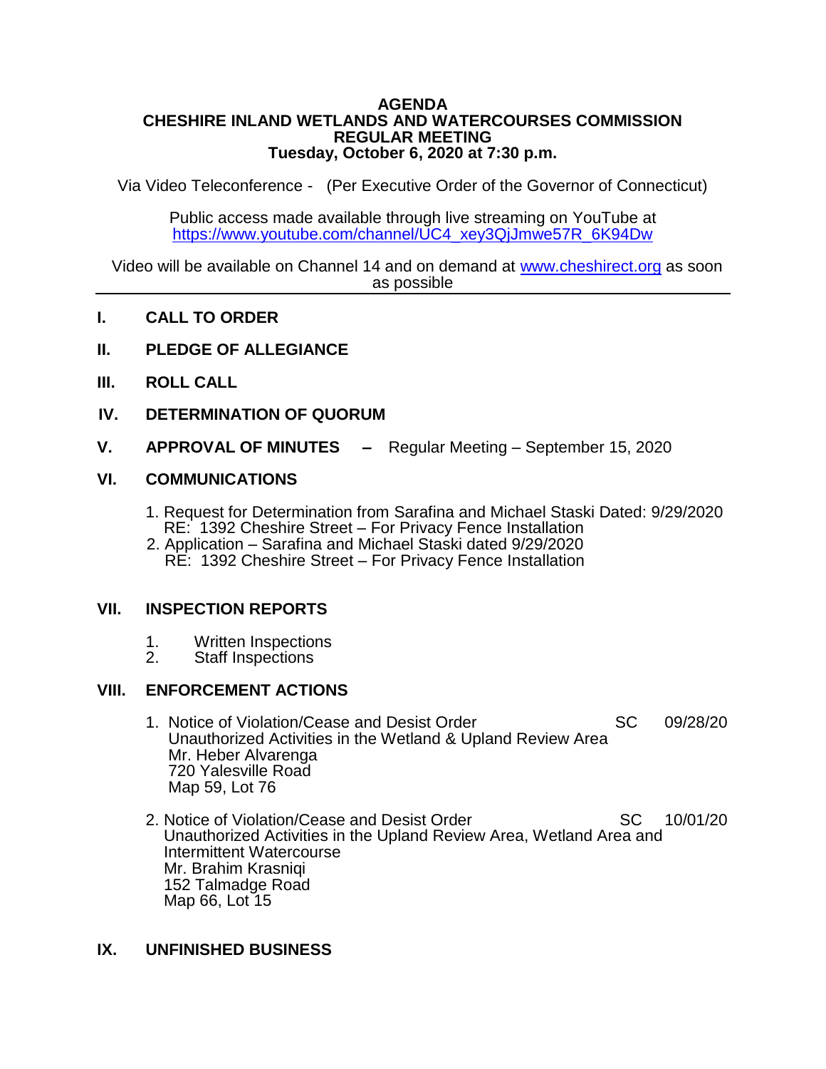# AGENDA
## CHESHIRE INLAND WETLANDS AND WATERCOURSES COMMISSION
## REGULAR MEETING
## Tuesday, October 6, 2020 at 7:30 p.m.

Via Video Teleconference - (Per Executive Order of the Governor of Connecticut)

Public access made available through live streaming on YouTube at https://www.youtube.com/channel/UC4_xey3QjJmwe57R_6K94Dw

Video will be available on Channel 14 and on demand at www.cheshirect.org as soon as possible

---

**I. CALL TO ORDER**

**II. PLEDGE OF ALLEGIANCE**

**III. ROLL CALL**

**IV. DETERMINATION OF QUORUM**

**V. APPROVAL OF MINUTES –** Regular Meeting – September 15, 2020

**VI. COMMUNICATIONS**

1. Request for Determination from Sarafina and Michael Staski Dated: 9/29/2020
   RE: 1392 Cheshire Street – For Privacy Fence Installation
2. Application – Sarafina and Michael Staski dated 9/29/2020
   RE: 1392 Cheshire Street – For Privacy Fence Installation

**VII. INSPECTION REPORTS**

1. Written Inspections
2. Staff Inspections

**VIII. ENFORCEMENT ACTIONS**

1. Notice of Violation/Cease and Desist Order SC 09/28/20
   Unauthorized Activities in the Wetland & Upland Review Area
   Mr. Heber Alvarenga
   720 Yalesville Road
   Map 59, Lot 76

2. Notice of Violation/Cease and Desist Order SC 10/01/20
   Unauthorized Activities in the Upland Review Area, Wetland Area and Intermittent Watercourse
   Mr. Brahim Krasniqi
   152 Talmadge Road
   Map 66, Lot 15

**IX. UNFINISHED BUSINESS**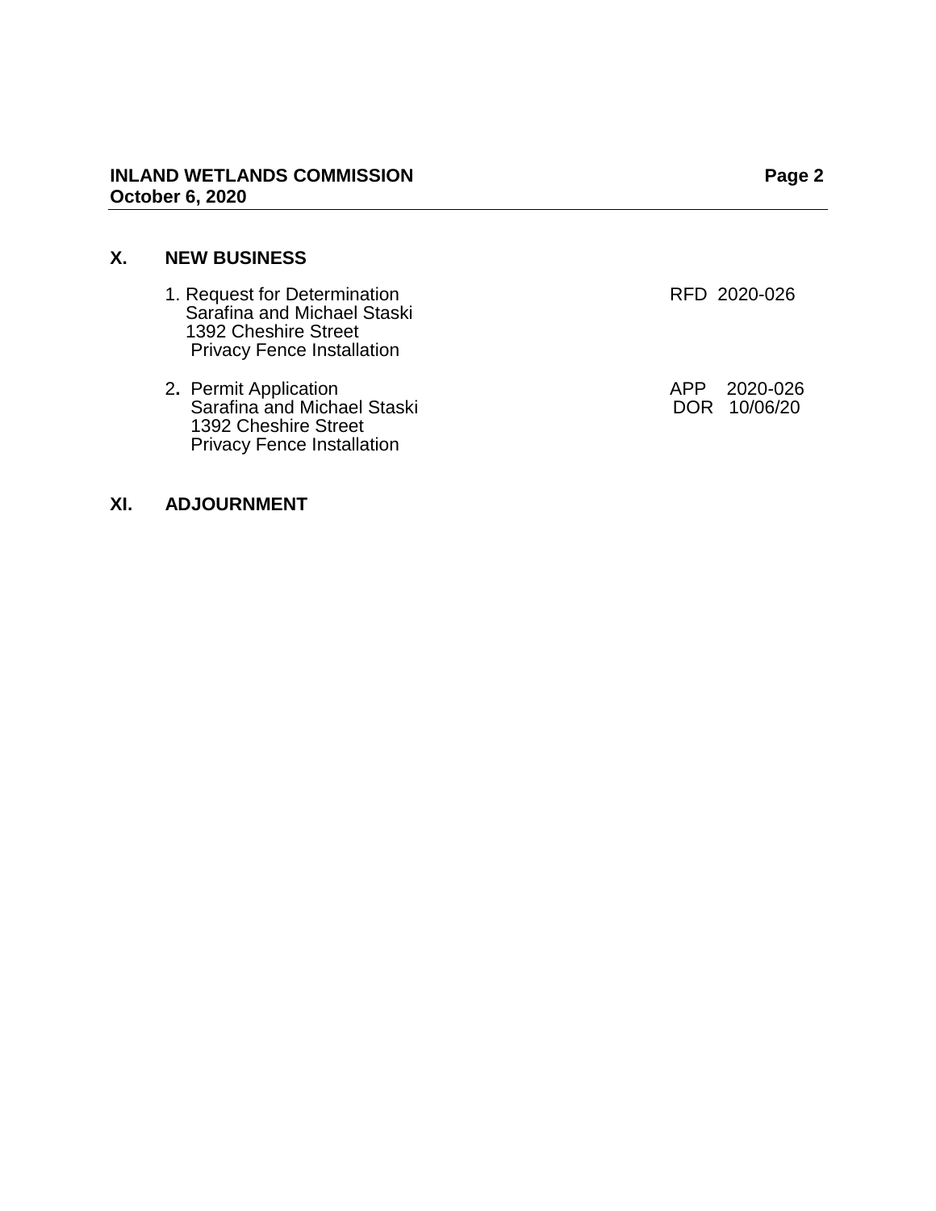## X. NEW BUSINESS

1. Request for Determination — RFD 2020-026
   Sarafina and Michael Staski
   1392 Cheshire Street
   Privacy Fence Installation

2. Permit Application — APP 2020-026, DOR 10/06/20
   Sarafina and Michael Staski
   1392 Cheshire Street
   Privacy Fence Installation

## XI. ADJOURNMENT